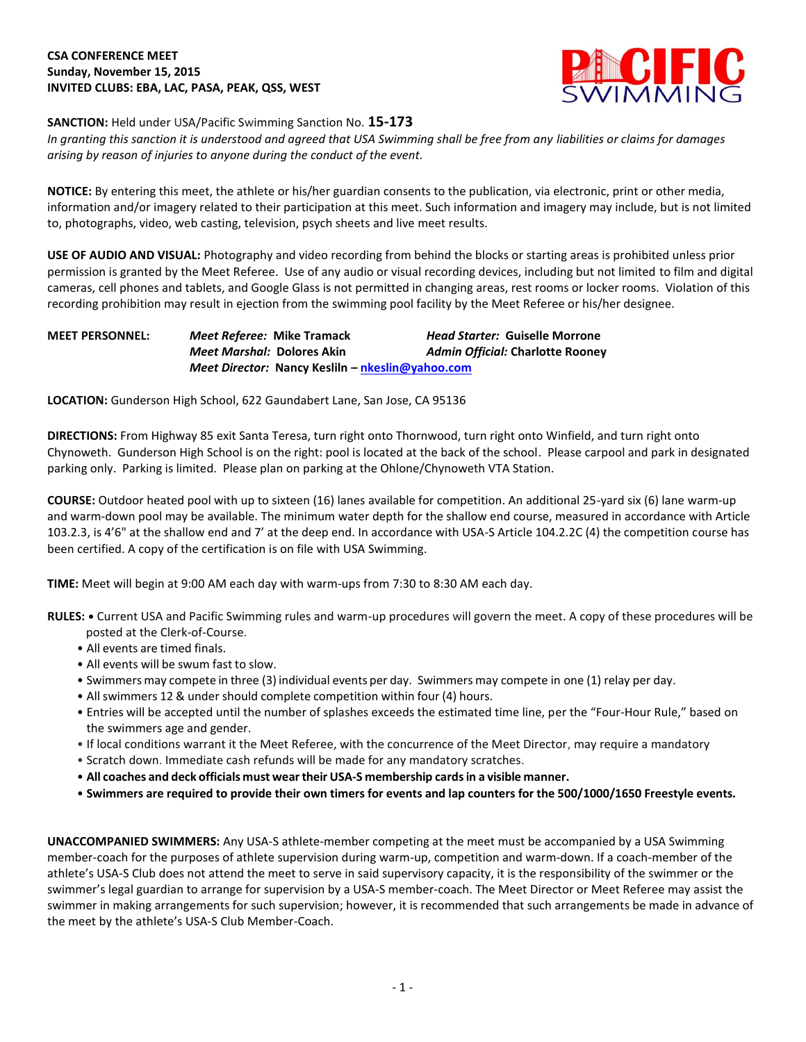**CSA CONFERENCE MEET**
**Sunday, November 15, 2015**
**INVITED CLUBS: EBA, LAC, PASA, PEAK, QSS, WEST**

**SANCTION:** Held under USA/Pacific Swimming Sanction No. **15-173**
*In granting this sanction it is understood and agreed that USA Swimming shall be free from any liabilities or claims for damages arising by reason of injuries to anyone during the conduct of the event.*

**NOTICE:** By entering this meet, the athlete or his/her guardian consents to the publication, via electronic, print or other media, information and/or imagery related to their participation at this meet. Such information and imagery may include, but is not limited to, photographs, video, web casting, television, psych sheets and live meet results.

**USE OF AUDIO AND VISUAL:** Photography and video recording from behind the blocks or starting areas is prohibited unless prior permission is granted by the Meet Referee. Use of any audio or visual recording devices, including but not limited to film and digital cameras, cell phones and tablets, and Google Glass is not permitted in changing areas, rest rooms or locker rooms. Violation of this recording prohibition may result in ejection from the swimming pool facility by the Meet Referee or his/her designee.

**MEET PERSONNEL:**
*Meet Referee:* **Mike Tramack**
*Head Starter:* **Guiselle Morrone**
*Meet Marshal:* **Dolores Akin**
*Admin Official:* **Charlotte Rooney**
*Meet Director:* **Nancy Keslin – nkeslin@yahoo.com**

**LOCATION:** Gunderson High School, 622 Gaundabert Lane, San Jose, CA 95136

**DIRECTIONS:** From Highway 85 exit Santa Teresa, turn right onto Thornwood, turn right onto Winfield, and turn right onto Chynoweth. Gunderson High School is on the right: pool is located at the back of the school. Please carpool and park in designated parking only. Parking is limited. Please plan on parking at the Ohlone/Chynoweth VTA Station.

**COURSE:** Outdoor heated pool with up to sixteen (16) lanes available for competition. An additional 25-yard six (6) lane warm-up and warm-down pool may be available. The minimum water depth for the shallow end course, measured in accordance with Article 103.2.3, is 4'6" at the shallow end and 7' at the deep end. In accordance with USA-S Article 104.2.2C (4) the competition course has been certified. A copy of the certification is on file with USA Swimming.

**TIME:** Meet will begin at 9:00 AM each day with warm-ups from 7:30 to 8:30 AM each day.

**RULES:**
- Current USA and Pacific Swimming rules and warm-up procedures will govern the meet. A copy of these procedures will be posted at the Clerk-of-Course.
- All events are timed finals.
- All events will be swum fast to slow.
- Swimmers may compete in three (3) individual events per day. Swimmers may compete in one (1) relay per day.
- All swimmers 12 & under should complete competition within four (4) hours.
- Entries will be accepted until the number of splashes exceeds the estimated time line, per the "Four-Hour Rule," based on the swimmers age and gender.
- If local conditions warrant it the Meet Referee, with the concurrence of the Meet Director, may require a mandatory
- Scratch down. Immediate cash refunds will be made for any mandatory scratches.
- **All coaches and deck officials must wear their USA-S membership cards in a visible manner.**
- **Swimmers are required to provide their own timers for events and lap counters for the 500/1000/1650 Freestyle events.**

**UNACCOMPANIED SWIMMERS:** Any USA-S athlete-member competing at the meet must be accompanied by a USA Swimming member-coach for the purposes of athlete supervision during warm-up, competition and warm-down. If a coach-member of the athlete's USA-S Club does not attend the meet to serve in said supervisory capacity, it is the responsibility of the swimmer or the swimmer's legal guardian to arrange for supervision by a USA-S member-coach. The Meet Director or Meet Referee may assist the swimmer in making arrangements for such supervision; however, it is recommended that such arrangements be made in advance of the meet by the athlete's USA-S Club Member-Coach.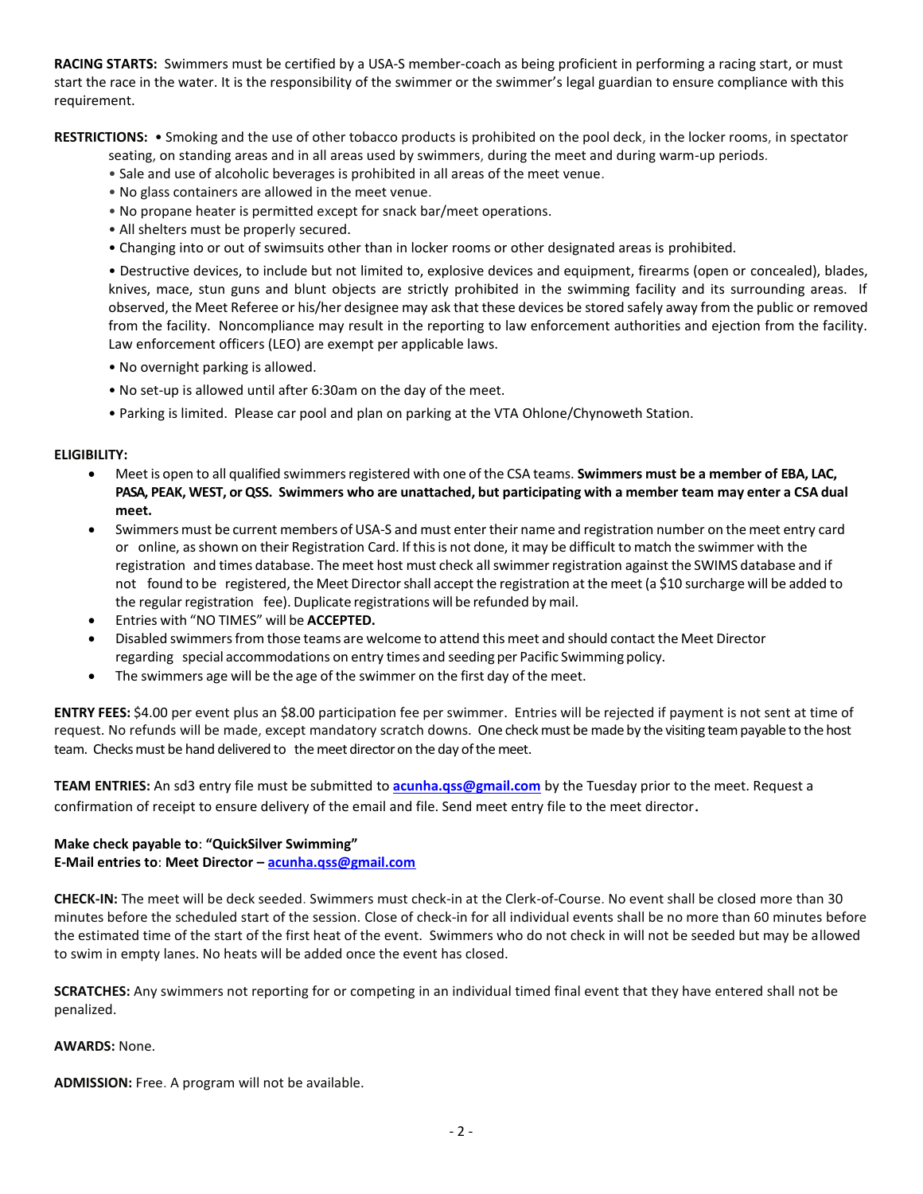**RACING STARTS:** Swimmers must be certified by a USA-S member-coach as being proficient in performing a racing start, or must start the race in the water. It is the responsibility of the swimmer or the swimmer's legal guardian to ensure compliance with this requirement.

**RESTRICTIONS:** • Smoking and the use of other tobacco products is prohibited on the pool deck, in the locker rooms, in spectator seating, on standing areas and in all areas used by swimmers, during the meet and during warm-up periods.

- Sale and use of alcoholic beverages is prohibited in all areas of the meet venue.
- No glass containers are allowed in the meet venue.
- No propane heater is permitted except for snack bar/meet operations.
- All shelters must be properly secured.
- Changing into or out of swimsuits other than in locker rooms or other designated areas is prohibited.
- Destructive devices, to include but not limited to, explosive devices and equipment, firearms (open or concealed), blades, knives, mace, stun guns and blunt objects are strictly prohibited in the swimming facility and its surrounding areas. If observed, the Meet Referee or his/her designee may ask that these devices be stored safely away from the public or removed from the facility. Noncompliance may result in the reporting to law enforcement authorities and ejection from the facility. Law enforcement officers (LEO) are exempt per applicable laws.
- No overnight parking is allowed.
- No set-up is allowed until after 6:30am on the day of the meet.
- Parking is limited. Please car pool and plan on parking at the VTA Ohlone/Chynoweth Station.

**ELIGIBILITY:**

- Meet is open to all qualified swimmers registered with one of the CSA teams. **Swimmers must be a member of EBA, LAC, PASA, PEAK, WEST, or QSS. Swimmers who are unattached, but participating with a member team may enter a CSA dual meet.**
- Swimmers must be current members of USA-S and must enter their name and registration number on the meet entry card or online, as shown on their Registration Card. If this is not done, it may be difficult to match the swimmer with the registration and times database. The meet host must check all swimmer registration against the SWIMS database and if not found to be registered, the Meet Director shall accept the registration at the meet (a $10 surcharge will be added to the regular registration fee). Duplicate registrations will be refunded by mail.
- Entries with "NO TIMES" will be **ACCEPTED.**
- Disabled swimmers from those teams are welcome to attend this meet and should contact the Meet Director regarding special accommodations on entry times and seeding per Pacific Swimming policy.
- The swimmers age will be the age of the swimmer on the first day of the meet.

**ENTRY FEES:** $4.00 per event plus an $8.00 participation fee per swimmer. Entries will be rejected if payment is not sent at time of request. No refunds will be made, except mandatory scratch downs. One check must be made by the visiting team payable to the host team. Checks must be hand delivered to the meet director on the day of the meet.

**TEAM ENTRIES:** An sd3 entry file must be submitted to **acunha.qss@gmail.com** by the Tuesday prior to the meet. Request a confirmation of receipt to ensure delivery of the email and file. Send meet entry file to the meet director.

**Make check payable to**: **"QuickSilver Swimming"**
**E-Mail entries to**: **Meet Director – acunha.qss@gmail.com**

**CHECK-IN:** The meet will be deck seeded. Swimmers must check-in at the Clerk-of-Course. No event shall be closed more than 30 minutes before the scheduled start of the session. Close of check-in for all individual events shall be no more than 60 minutes before the estimated time of the start of the first heat of the event. Swimmers who do not check in will not be seeded but may be allowed to swim in empty lanes. No heats will be added once the event has closed.

**SCRATCHES:** Any swimmers not reporting for or competing in an individual timed final event that they have entered shall not be penalized.

**AWARDS:** None.

**ADMISSION:** Free. A program will not be available.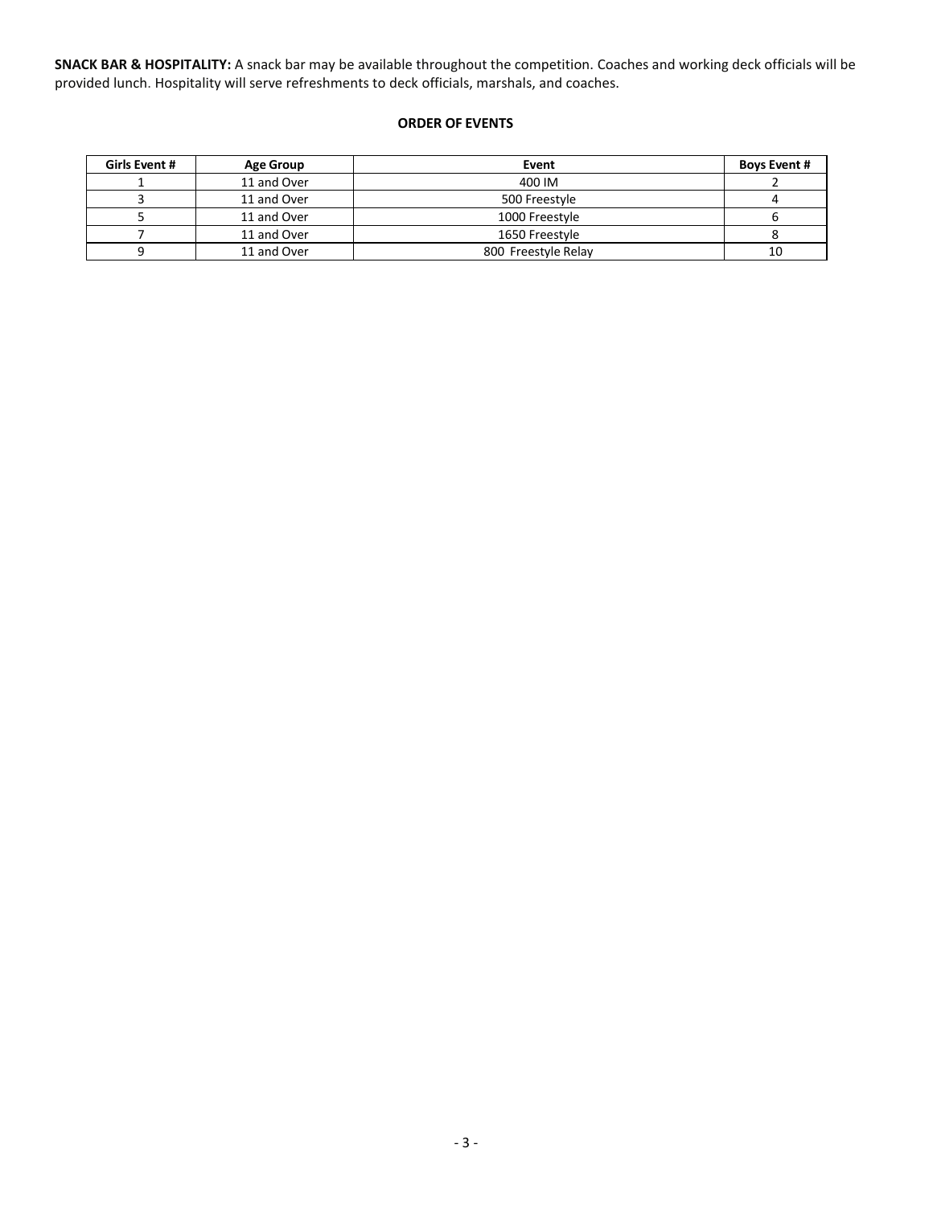**SNACK BAR & HOSPITALITY:** A snack bar may be available throughout the competition. Coaches and working deck officials will be provided lunch. Hospitality will serve refreshments to deck officials, marshals, and coaches.

## ORDER OF EVENTS

| Girls Event # | Age Group | Event | Boys Event # |
|---|---|---|---|
| 1 | 11 and Over | 400 IM | 2 |
| 3 | 11 and Over | 500 Freestyle | 4 |
| 5 | 11 and Over | 1000 Freestyle | 6 |
| 7 | 11 and Over | 1650 Freestyle | 8 |
| 9 | 11 and Over | 800 Freestyle Relay | 10 |